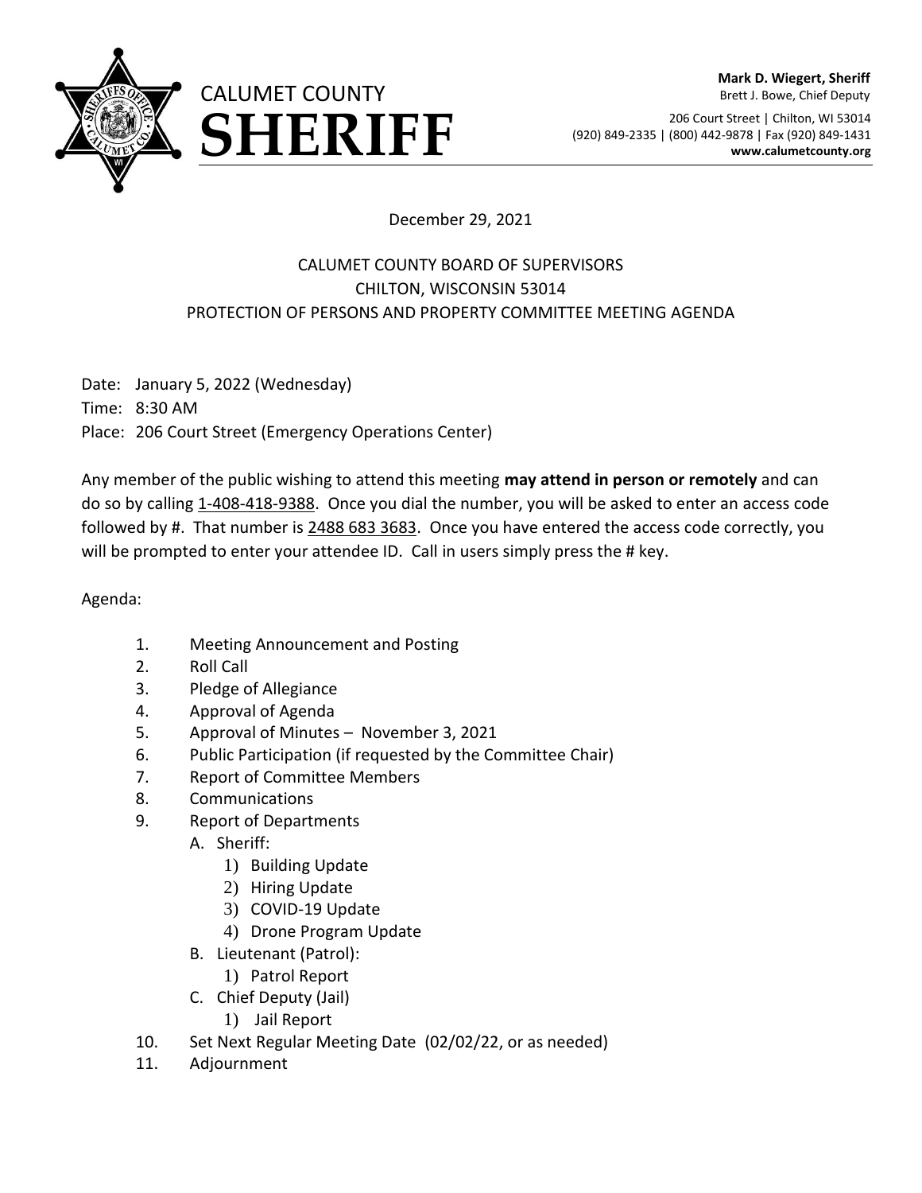# CALUMET COUNTY SHERIFF

**Mark D. Wiegert, Sheriff**
Brett J. Bowe, Chief Deputy

206 Court Street | Chilton, WI 53014
(920) 849-2335 | (800) 442-9878 | Fax (920) 849-1431
**www.calumetcounty.org**

December 29, 2021

CALUMET COUNTY BOARD OF SUPERVISORS
CHILTON, WISCONSIN 53014
PROTECTION OF PERSONS AND PROPERTY COMMITTEE MEETING AGENDA

Date: January 5, 2022 (Wednesday)
Time: 8:30 AM
Place: 206 Court Street (Emergency Operations Center)

Any member of the public wishing to attend this meeting **may attend in person or remotely** and can do so by calling 1-408-418-9388. Once you dial the number, you will be asked to enter an access code followed by #. That number is 2488 683 3683. Once you have entered the access code correctly, you will be prompted to enter your attendee ID. Call in users simply press the # key.

Agenda:

1. Meeting Announcement and Posting
2. Roll Call
3. Pledge of Allegiance
4. Approval of Agenda
5. Approval of Minutes – November 3, 2021
6. Public Participation (if requested by the Committee Chair)
7. Report of Committee Members
8. Communications
9. Report of Departments
   - A. Sheriff:
     1) Building Update
     2) Hiring Update
     3) COVID-19 Update
     4) Drone Program Update
   - B. Lieutenant (Patrol):
     1) Patrol Report
   - C. Chief Deputy (Jail)
     1) Jail Report
10. Set Next Regular Meeting Date (02/02/22, or as needed)
11. Adjournment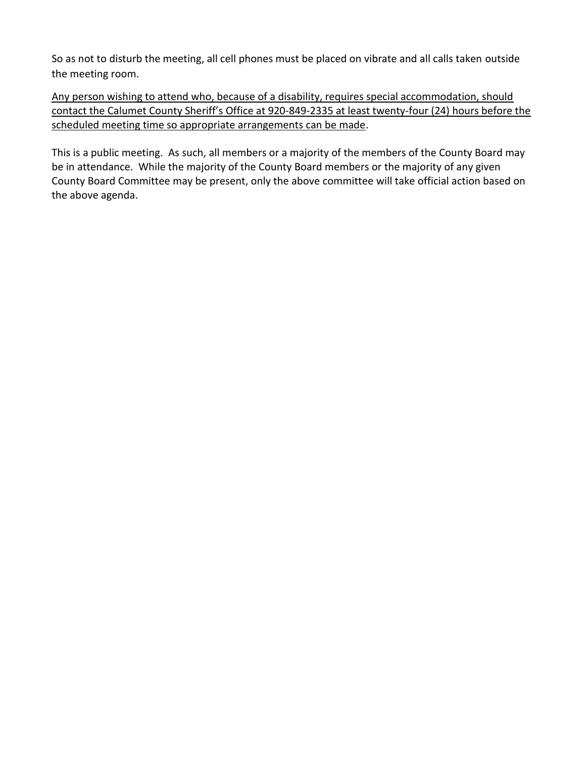So as not to disturb the meeting, all cell phones must be placed on vibrate and all calls taken outside the meeting room.

<u>Any person wishing to attend who, because of a disability, requires special accommodation, should contact the Calumet County Sheriff's Office at 920-849-2335 at least twenty-four (24) hours before the scheduled meeting time so appropriate arrangements can be made</u>.

This is a public meeting. As such, all members or a majority of the members of the County Board may be in attendance. While the majority of the County Board members or the majority of any given County Board Committee may be present, only the above committee will take official action based on the above agenda.